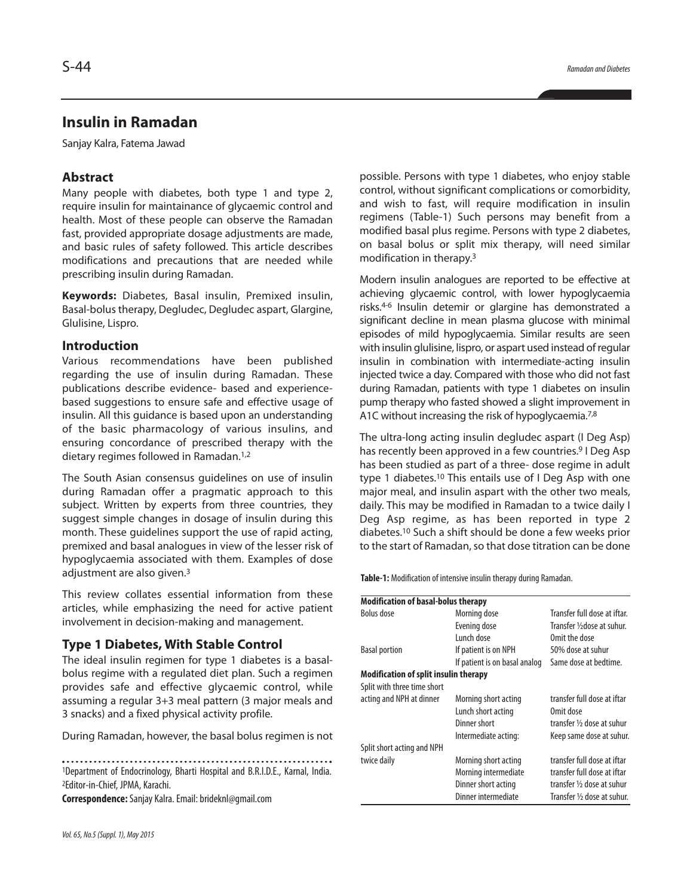# Insulin in Ramadan

Sanjay Kalra, Fatema Jawad

## Abstract

Many people with diabetes, both type 1 and type 2, require insulin for maintainance of glycaemic control and health. Most of these people can observe the Ramadan fast, provided appropriate dosage adjustments are made, and basic rules of safety followed. This article describes modifications and precautions that are needed while prescribing insulin during Ramadan.

**Keywords:** Diabetes, Basal insulin, Premixed insulin, Basal-bolus therapy, Degludec, Degludec aspart, Glargine, Glulisine, Lispro.

## Introduction

Various recommendations have been published regarding the use of insulin during Ramadan. These publications describe evidence- based and experience-based suggestions to ensure safe and effective usage of insulin. All this guidance is based upon an understanding of the basic pharmacology of various insulins, and ensuring concordance of prescribed therapy with the dietary regimes followed in Ramadan.[1,2]

The South Asian consensus guidelines on use of insulin during Ramadan offer a pragmatic approach to this subject. Written by experts from three countries, they suggest simple changes in dosage of insulin during this month. These guidelines support the use of rapid acting, premixed and basal analogues in view of the lesser risk of hypoglycaemia associated with them. Examples of dose adjustment are also given.[3]

This review collates essential information from these articles, while emphasizing the need for active patient involvement in decision-making and management.

## Type 1 Diabetes, With Stable Control

The ideal insulin regimen for type 1 diabetes is a basal-bolus regime with a regulated diet plan. Such a regimen provides safe and effective glycaemic control, while assuming a regular 3+3 meal pattern (3 major meals and 3 snacks) and a fixed physical activity profile.

During Ramadan, however, the basal bolus regimen is not possible. Persons with type 1 diabetes, who enjoy stable control, without significant complications or comorbidity, and wish to fast, will require modification in insulin regimens (Table-1) Such persons may benefit from a modified basal plus regime. Persons with type 2 diabetes, on basal bolus or split mix therapy, will need similar modification in therapy.[3]

Modern insulin analogues are reported to be effective at achieving glycaemic control, with lower hypoglycaemia risks.[4-6] Insulin detemir or glargine has demonstrated a significant decline in mean plasma glucose with minimal episodes of mild hypoglycaemia. Similar results are seen with insulin glulisine, lispro, or aspart used instead of regular insulin in combination with intermediate-acting insulin injected twice a day. Compared with those who did not fast during Ramadan, patients with type 1 diabetes on insulin pump therapy who fasted showed a slight improvement in A1C without increasing the risk of hypoglycaemia.[7,8]

The ultra-long acting insulin degludec aspart (I Deg Asp) has recently been approved in a few countries.[9] I Deg Asp has been studied as part of a three- dose regime in adult type 1 diabetes.[10] This entails use of I Deg Asp with one major meal, and insulin aspart with the other two meals, daily. This may be modified in Ramadan to a twice daily I Deg Asp regime, as has been reported in type 2 diabetes.[10] Such a shift should be done a few weeks prior to the start of Ramadan, so that dose titration can be done

**Table-1:** Modification of intensive insulin therapy during Ramadan.

| | | |
|---|---|---|
| **Modification of basal-bolus therapy** | | |
| Bolus dose | Morning dose | Transfer full dose at iftar. |
| | Evening dose | Transfer ½dose at suhur. |
| | Lunch dose | Omit the dose |
| Basal portion | If patient is on NPH | 50% dose at suhur |
| | If patient is on basal analog | Same dose at bedtime. |
| **Modification of split insulin therapy** | | |
| Split with three time short acting and NPH at dinner | Morning short acting | transfer full dose at iftar |
| | Lunch short acting | Omit dose |
| | Dinner short | transfer ½ dose at suhur |
| | Intermediate acting: | Keep same dose at suhur. |
| Split short acting and NPH twice daily | Morning short acting | transfer full dose at iftar |
| | Morning intermediate | transfer full dose at iftar |
| | Dinner short acting | transfer ½ dose at suhur |
| | Dinner intermediate | Transfer ½ dose at suhur. |

[1]Department of Endocrinology, Bharti Hospital and B.R.I.D.E., Karnal, India. [2]Editor-in-Chief, JPMA, Karachi.

**Correspondence:** Sanjay Kalra. Email: brideknl@gmail.com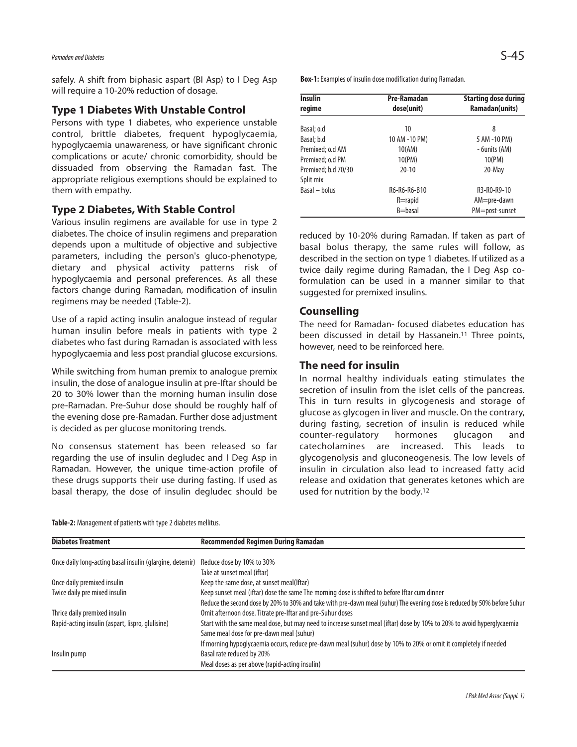safely. A shift from biphasic aspart (BI Asp) to I Deg Asp will require a 10-20% reduction of dosage.

## Type 1 Diabetes With Unstable Control

Persons with type 1 diabetes, who experience unstable control, brittle diabetes, frequent hypoglycaemia, hypoglycaemia unawareness, or have significant chronic complications or acute/ chronic comorbidity, should be dissuaded from observing the Ramadan fast. The appropriate religious exemptions should be explained to them with empathy.

## Type 2 Diabetes, With Stable Control

Various insulin regimens are available for use in type 2 diabetes. The choice of insulin regimens and preparation depends upon a multitude of objective and subjective parameters, including the person's gluco-phenotype, dietary and physical activity patterns risk of hypoglycaemia and personal preferences. As all these factors change during Ramadan, modification of insulin regimens may be needed (Table-2).

Use of a rapid acting insulin analogue instead of regular human insulin before meals in patients with type 2 diabetes who fast during Ramadan is associated with less hypoglycaemia and less post prandial glucose excursions.

While switching from human premix to analogue premix insulin, the dose of analogue insulin at pre-Iftar should be 20 to 30% lower than the morning human insulin dose pre-Ramadan. Pre-Suhur dose should be roughly half of the evening dose pre-Ramadan. Further dose adjustment is decided as per glucose monitoring trends.

No consensus statement has been released so far regarding the use of insulin degludec and I Deg Asp in Ramadan. However, the unique time-action profile of these drugs supports their use during fasting. If used as basal therapy, the dose of insulin degludec should be reduced by 10-20% during Ramadan. If taken as part of basal bolus therapy, the same rules will follow, as described in the section on type 1 diabetes. If utilized as a twice daily regime during Ramadan, the I Deg Asp co-formulation can be used in a manner similar to that suggested for premixed insulins.

**Box-1:** Examples of insulin dose modification during Ramadan.

| Insulin regime | Pre-Ramadan dose(unit) | Starting dose during Ramadan(units) |
|---|---|---|
| Basal; o.d | 10 | 8 |
| Basal; b.d | 10 AM -10 PM) | 5 AM -10 PM) |
| Premixed; o.d AM | 10(AM) | - 6units (AM) |
| Premixed; o.d PM | 10(PM) | 10(PM) |
| Premixed; b.d 70/30 Split mix | 20-10 | 20-May |
| Basal – bolus | R6-R6-R6-B10<br>R=rapid<br>B=basal | R3-R0-R9-10<br>AM=pre-dawn<br>PM=post-sunset |

## Counselling

The need for Ramadan- focused diabetes education has been discussed in detail by Hassanein.[11] Three points, however, need to be reinforced here.

## The need for insulin

In normal healthy individuals eating stimulates the secretion of insulin from the islet cells of the pancreas. This in turn results in glycogenesis and storage of glucose as glycogen in liver and muscle. On the contrary, during fasting, secretion of insulin is reduced while counter-regulatory hormones glucagon and catecholamines are increased. This leads to glycogenolysis and gluconeogenesis. The low levels of insulin in circulation also lead to increased fatty acid release and oxidation that generates ketones which are used for nutrition by the body.[12]

**Table-2:** Management of patients with type 2 diabetes mellitus.

| Diabetes Treatment | Recommended Regimen During Ramadan |
|---|---|
| Once daily long-acting basal insulin (glargine, detemir) | Reduce dose by 10% to 30%<br>Take at sunset meal (iftar) |
| Once daily premixed insulin | Keep the same dose, at sunset meal(Iftar) |
| Twice daily pre mixed insulin | Keep sunset meal (iftar) dose the same The morning dose is shifted to before Iftar cum dinner<br>Reduce the second dose by 20% to 30% and take with pre-dawn meal (suhur) The evening dose is reduced by 50% before Suhur |
| Thrice daily premixed insulin | Omit afternoon dose. Titrate pre-Iftar and pre-Suhur doses |
| Rapid-acting insulin (aspart, lispro, glulisine) | Start with the same meal dose, but may need to increase sunset meal (iftar) dose by 10% to 20% to avoid hyperglycaemia<br>Same meal dose for pre-dawn meal (suhur)<br>If morning hypoglycaemia occurs, reduce pre-dawn meal (suhur) dose by 10% to 20% or omit it completely if needed |
| Insulin pump | Basal rate reduced by 20%<br>Meal doses as per above (rapid-acting insulin) |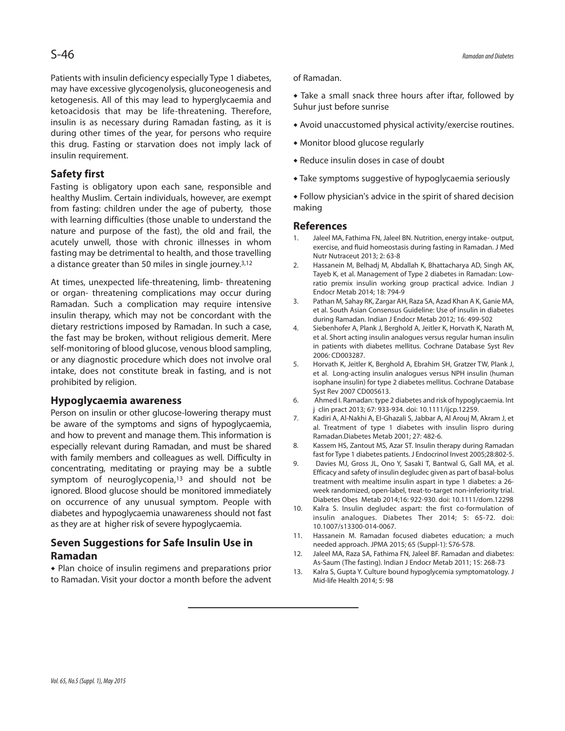Patients with insulin deficiency especially Type 1 diabetes, may have excessive glycogenolysis, gluconeogenesis and ketogenesis. All of this may lead to hyperglycaemia and ketoacidosis that may be life-threatening. Therefore, insulin is as necessary during Ramadan fasting, as it is during other times of the year, for persons who require this drug. Fasting or starvation does not imply lack of insulin requirement.

## Safety first

Fasting is obligatory upon each sane, responsible and healthy Muslim. Certain individuals, however, are exempt from fasting: children under the age of puberty, those with learning difficulties (those unable to understand the nature and purpose of the fast), the old and frail, the acutely unwell, those with chronic illnesses in whom fasting may be detrimental to health, and those travelling a distance greater than 50 miles in single journey.[3,12]

At times, unexpected life-threatening, limb- threatening or organ- threatening complications may occur during Ramadan. Such a complication may require intensive insulin therapy, which may not be concordant with the dietary restrictions imposed by Ramadan. In such a case, the fast may be broken, without religious demerit. Mere self-monitoring of blood glucose, venous blood sampling, or any diagnostic procedure which does not involve oral intake, does not constitute break in fasting, and is not prohibited by religion.

## Hypoglycaemia awareness

Person on insulin or other glucose-lowering therapy must be aware of the symptoms and signs of hypoglycaemia, and how to prevent and manage them. This information is especially relevant during Ramadan, and must be shared with family members and colleagues as well. Difficulty in concentrating, meditating or praying may be a subtle symptom of neuroglycopenia,[13] and should not be ignored. Blood glucose should be monitored immediately on occurrence of any unusual symptom. People with diabetes and hypoglycaemia unawareness should not fast as they are at higher risk of severe hypoglycaemia.

## Seven Suggestions for Safe Insulin Use in Ramadan

- Plan choice of insulin regimens and preparations prior to Ramadan. Visit your doctor a month before the advent of Ramadan.
- Take a small snack three hours after iftar, followed by Suhur just before sunrise
- Avoid unaccustomed physical activity/exercise routines.
- Monitor blood glucose regularly
- Reduce insulin doses in case of doubt
- Take symptoms suggestive of hypoglycaemia seriously
- Follow physician's advice in the spirit of shared decision making

## References

1. Jaleel MA, Fathima FN, Jaleel BN. Nutrition, energy intake- output, exercise, and fluid homeostasis during fasting in Ramadan. J Med Nutr Nutraceut 2013; 2: 63-8
2. Hassanein M, Belhadj M, Abdallah K, Bhattacharya AD, Singh AK, Tayeb K, et al. Management of Type 2 diabetes in Ramadan: Low-ratio premix insulin working group practical advice. Indian J Endocr Metab 2014; 18: 794-9
3. Pathan M, Sahay RK, Zargar AH, Raza SA, Azad Khan A K, Ganie MA, et al. South Asian Consensus Guideline: Use of insulin in diabetes during Ramadan. Indian J Endocr Metab 2012; 16: 499-502
4. Siebenhofer A, Plank J, Berghold A, Jeitler K, Horvath K, Narath M, et al. Short acting insulin analogues versus regular human insulin in patients with diabetes mellitus. Cochrane Database Syst Rev 2006: CD003287.
5. Horvath K, Jeitler K, Berghold A, Ebrahim SH, Gratzer TW, Plank J, et al. Long-acting insulin analogues versus NPH insulin (human isophane insulin) for type 2 diabetes mellitus. Cochrane Database Syst Rev 2007 CD005613.
6. Ahmed I. Ramadan: type 2 diabetes and risk of hypoglycaemia. Int j clin pract 2013; 67: 933-934. doi: 10.1111/ijcp.12259.
7. Kadiri A, Al-Nakhi A, El-Ghazali S, Jabbar A, Al Arouj M, Akram J, et al. Treatment of type 1 diabetes with insulin lispro during Ramadan.Diabetes Metab 2001; 27: 482-6.
8. Kassem HS, Zantout MS, Azar ST. Insulin therapy during Ramadan fast for Type 1 diabetes patients. J Endocrinol Invest 2005;28:802-5.
9. Davies MJ, Gross JL, Ono Y, Sasaki T, Bantwal G, Gall MA, et al. Efficacy and safety of insulin degludec given as part of basal-bolus treatment with mealtime insulin aspart in type 1 diabetes: a 26-week randomized, open-label, treat-to-target non-inferiority trial. Diabetes Obes Metab 2014;16: 922-930. doi: 10.1111/dom.12298
10. Kalra S. Insulin degludec aspart: the first co-formulation of insulin analogues. Diabetes Ther 2014; 5: 65-72. doi: 10.1007/s13300-014-0067.
11. Hassanein M. Ramadan focused diabetes education; a much needed approach. JPMA 2015; 65 (Suppl-1): S76-S78.
12. Jaleel MA, Raza SA, Fathima FN, Jaleel BF. Ramadan and diabetes: As-Saum (The fasting). Indian J Endocr Metab 2011; 15: 268-73
13. Kalra S, Gupta Y. Culture bound hypoglycemia symptomatology. J Mid-life Health 2014; 5: 98